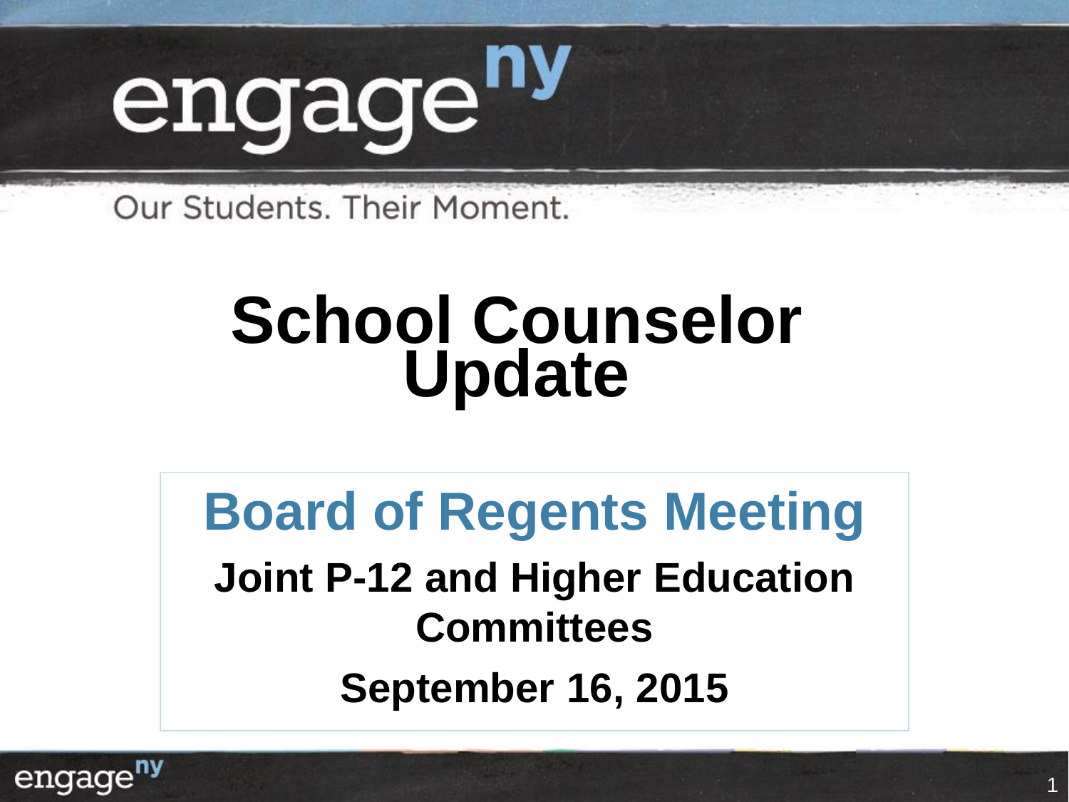engage^ny

Our Students. Their Moment.

# School Counselor Update

## Board of Regents Meeting

**Joint P-12 and Higher Education Committees**

**September 16, 2015**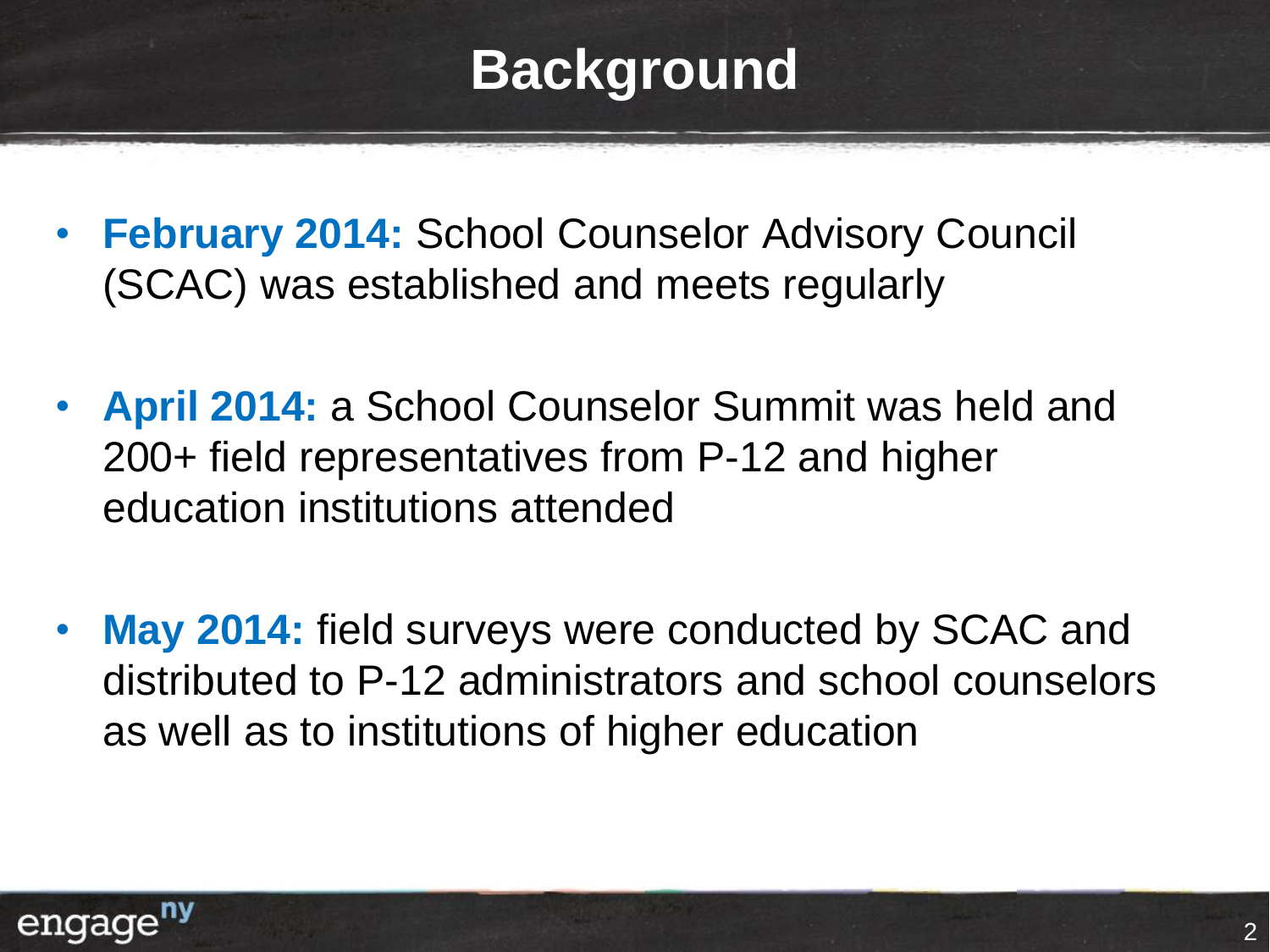# Background

- **February 2014:** School Counselor Advisory Council (SCAC) was established and meets regularly

- **April 2014:** a School Counselor Summit was held and 200+ field representatives from P-12 and higher education institutions attended

- **May 2014:** field surveys were conducted by SCAC and distributed to P-12 administrators and school counselors as well as to institutions of higher education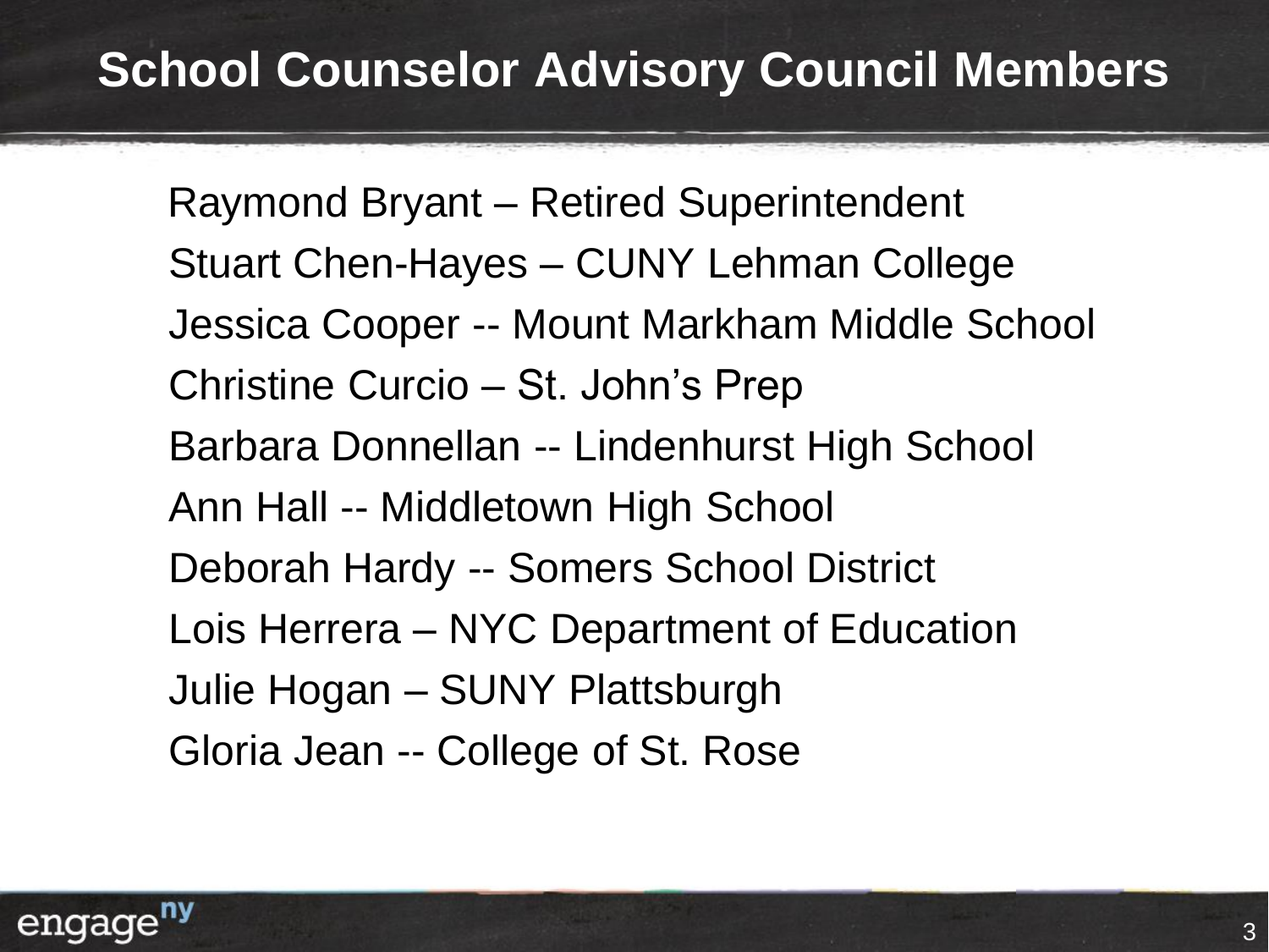# School Counselor Advisory Council Members

Raymond Bryant – Retired Superintendent
Stuart Chen-Hayes – CUNY Lehman College
Jessica Cooper -- Mount Markham Middle School
Christine Curcio – St. John's Prep
Barbara Donnellan -- Lindenhurst High School
Ann Hall -- Middletown High School
Deborah Hardy -- Somers School District
Lois Herrera – NYC Department of Education
Julie Hogan – SUNY Plattsburgh
Gloria Jean -- College of St. Rose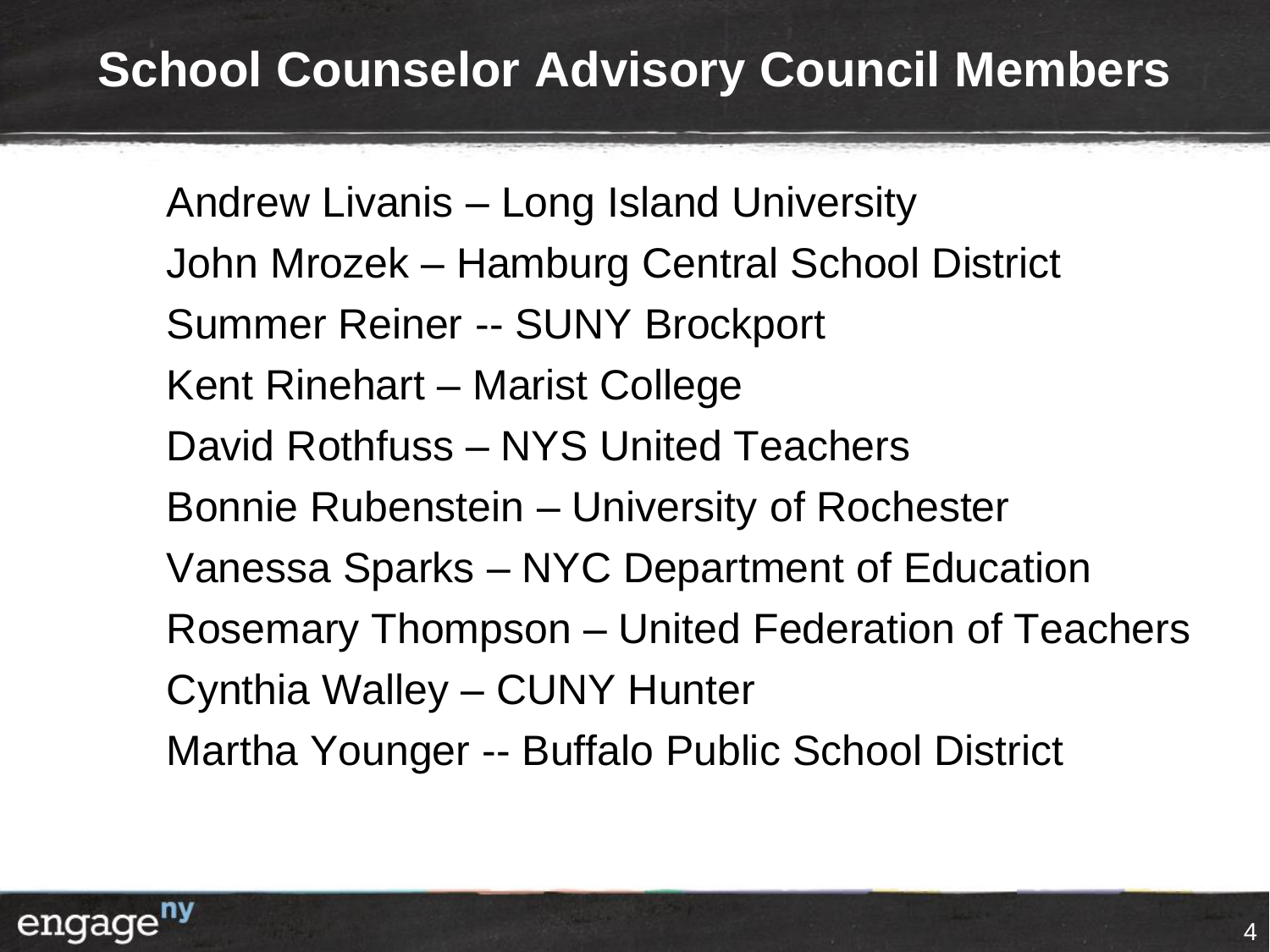# School Counselor Advisory Council Members

Andrew Livanis – Long Island University

John Mrozek – Hamburg Central School District

Summer Reiner -- SUNY Brockport

Kent Rinehart – Marist College

David Rothfuss – NYS United Teachers

Bonnie Rubenstein – University of Rochester

Vanessa Sparks – NYC Department of Education

Rosemary Thompson – United Federation of Teachers

Cynthia Walley – CUNY Hunter

Martha Younger -- Buffalo Public School District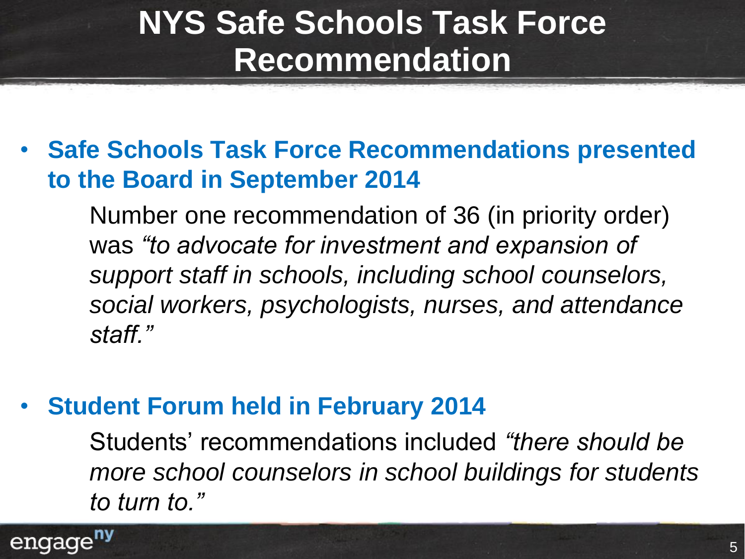# NYS Safe Schools Task Force Recommendation

- **Safe Schools Task Force Recommendations presented to the Board in September 2014**

  Number one recommendation of 36 (in priority order) was *"to advocate for investment and expansion of support staff in schools, including school counselors, social workers, psychologists, nurses, and attendance staff."*

- **Student Forum held in February 2014**

  Students' recommendations included *"there should be more school counselors in school buildings for students to turn to."*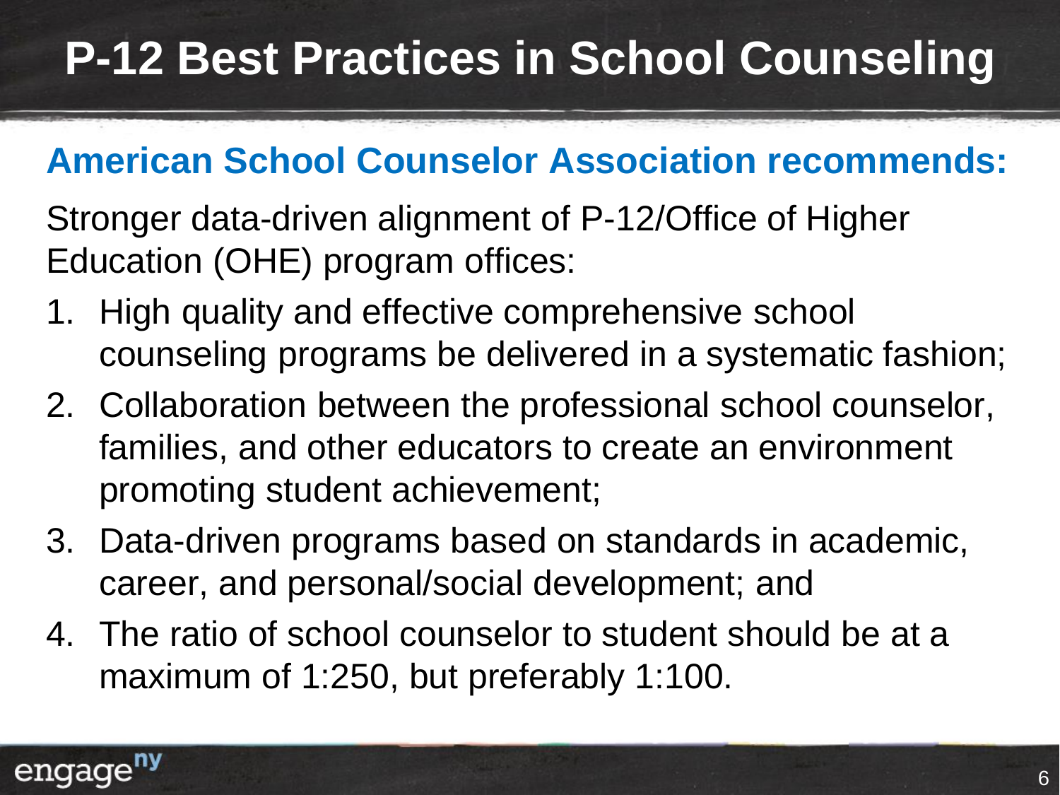# P-12 Best Practices in School Counseling

## American School Counselor Association recommends:

Stronger data-driven alignment of P-12/Office of Higher Education (OHE) program offices:

1. High quality and effective comprehensive school counseling programs be delivered in a systematic fashion;
2. Collaboration between the professional school counselor, families, and other educators to create an environment promoting student achievement;
3. Data-driven programs based on standards in academic, career, and personal/social development; and
4. The ratio of school counselor to student should be at a maximum of 1:250, but preferably 1:100.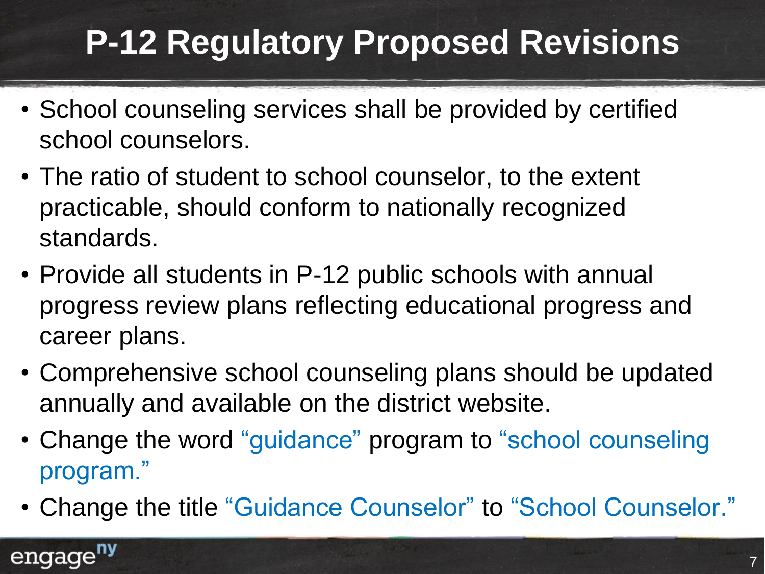# P-12 Regulatory Proposed Revisions

- School counseling services shall be provided by certified school counselors.
- The ratio of student to school counselor, to the extent practicable, should conform to nationally recognized standards.
- Provide all students in P-12 public schools with annual progress review plans reflecting educational progress and career plans.
- Comprehensive school counseling plans should be updated annually and available on the district website.
- Change the word "guidance" program to "school counseling program."
- Change the title "Guidance Counselor" to "School Counselor."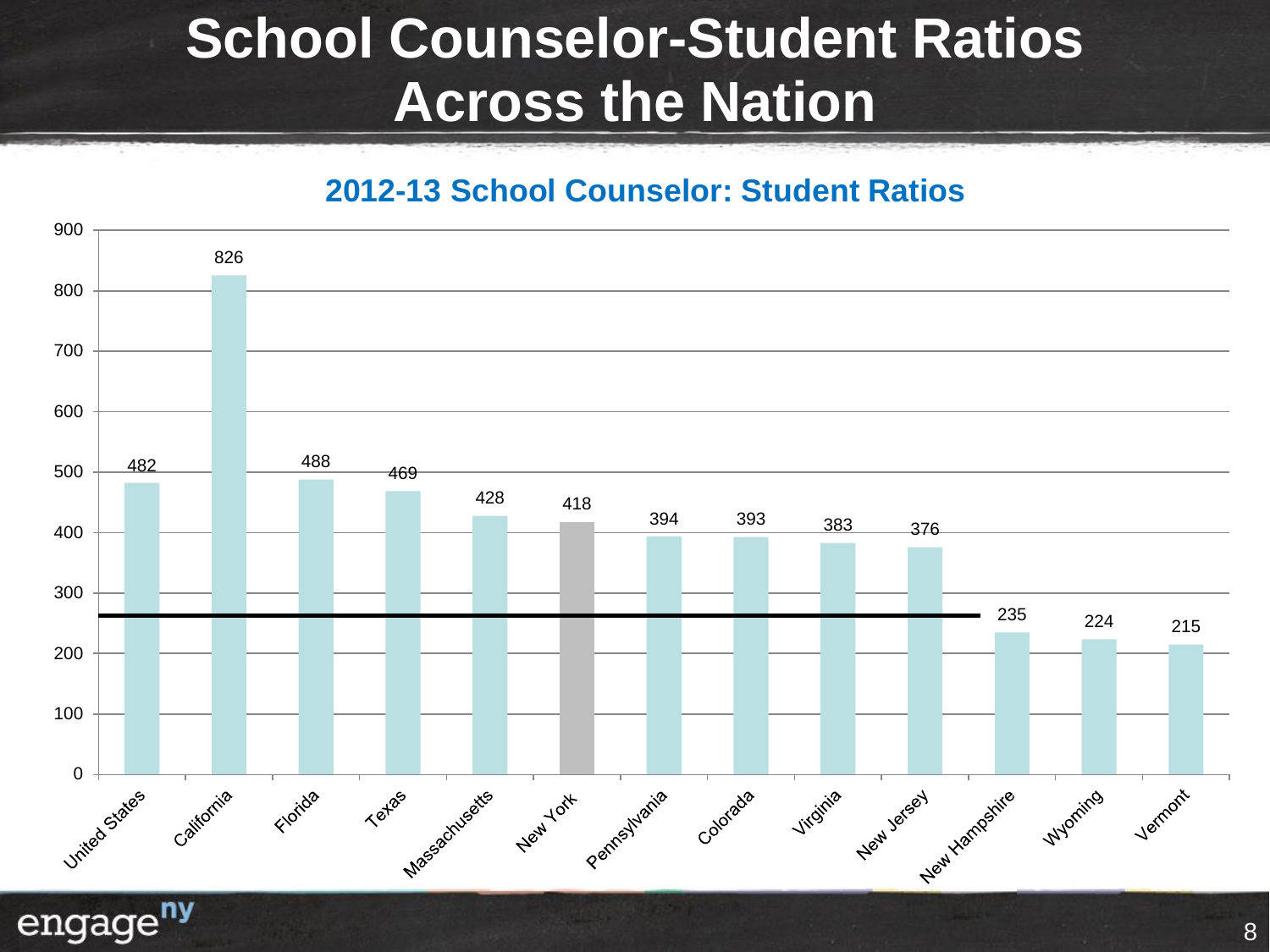# School Counselor-Student Ratios Across the Nation

## 2012-13 School Counselor: Student Ratios

| State | Ratio |
|---|---|
| United States | 482 |
| California | 826 |
| Florida | 488 |
| Texas | 469 |
| Massachusetts | 428 |
| New York | 418 |
| Pennsylvania | 394 |
| Colorada | 393 |
| Virginia | 383 |
| New Jersey | 376 |
| New Hampshire | 235 |
| Wyoming | 224 |
| Vermont | 215 |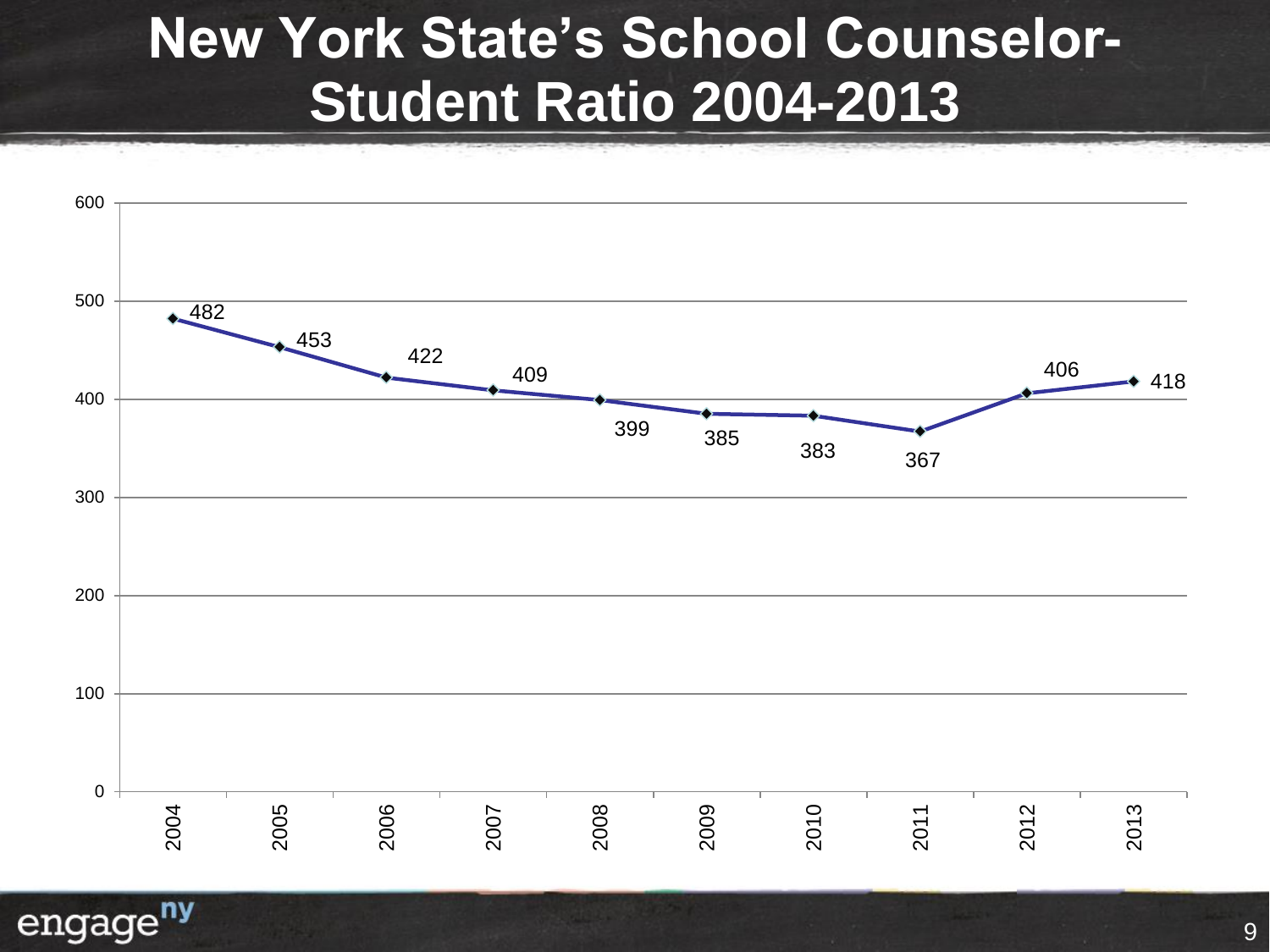# New York State's School Counselor-Student Ratio 2004-2013

| Year | Ratio |
|---|---|
| 2004 | 482 |
| 2005 | 453 |
| 2006 | 422 |
| 2007 | 409 |
| 2008 | 399 |
| 2009 | 385 |
| 2010 | 383 |
| 2011 | 367 |
| 2012 | 406 |
| 2013 | 418 |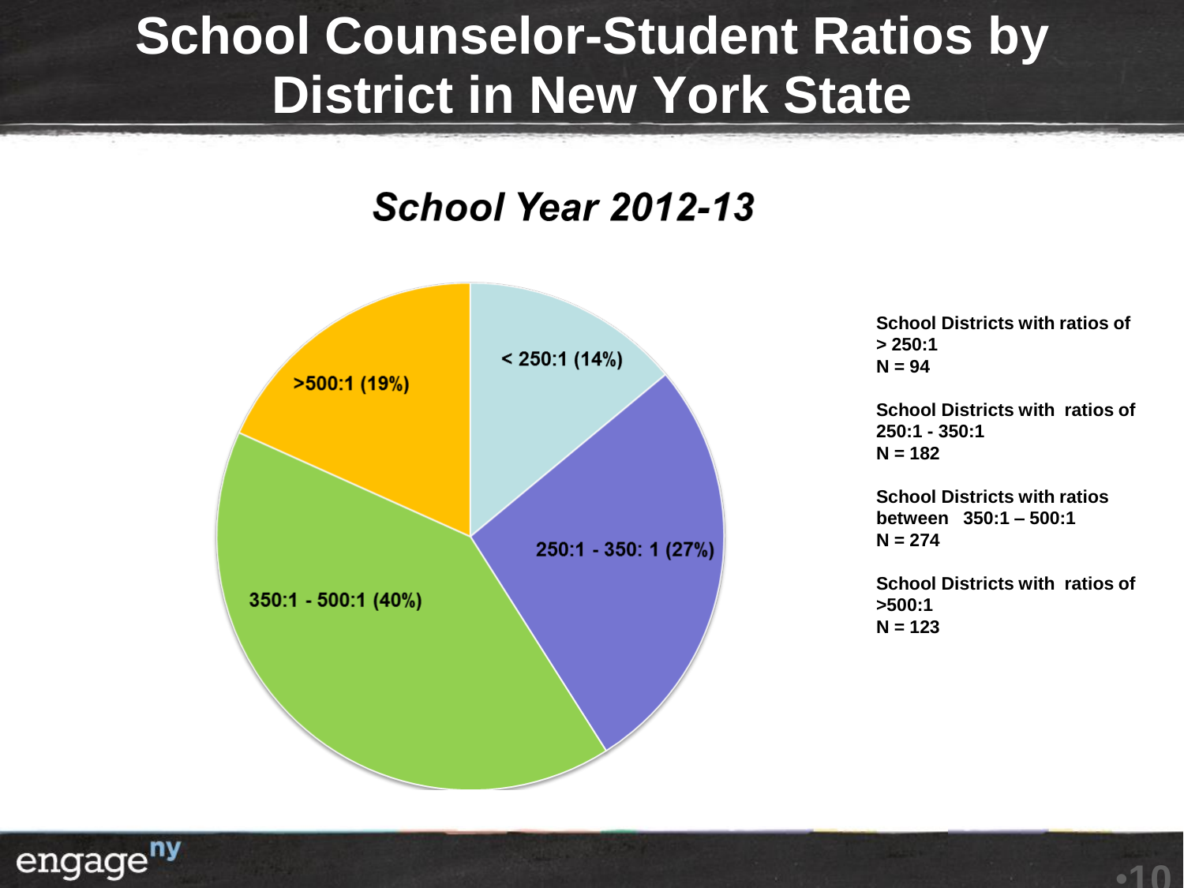# School Counselor-Student Ratios by District in New York State

## *School Year 2012-13*

< 250:1 (14%)

250:1 - 350: 1 (27%)

350:1 - 500:1 (40%)

>500:1 (19%)

**School Districts with ratios of > 250:1**
**N = 94**

**School Districts with ratios of 250:1 - 350:1**
**N = 182**

**School Districts with ratios between 350:1 – 500:1**
**N = 274**

**School Districts with ratios of >500:1**
**N = 123**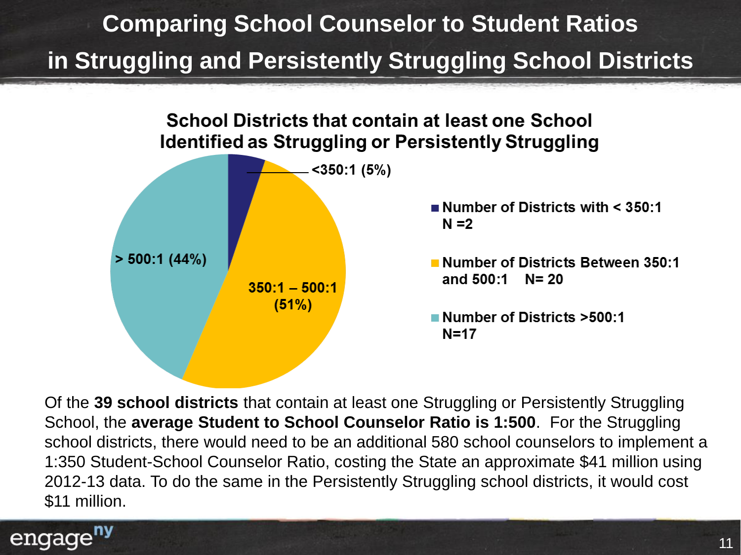# Comparing School Counselor to Student Ratios in Struggling and Persistently Struggling School Districts

## School Districts that contain at least one School Identified as Struggling or Persistently Struggling

- <350:1 (5%)
- 350:1 – 500:1 (51%)
- > 500:1 (44%)

- Number of Districts with < 350:1 N =2
- Number of Districts Between 350:1 and 500:1 N= 20
- Number of Districts >500:1 N=17

Of the **39 school districts** that contain at least one Struggling or Persistently Struggling School, the **average Student to School Counselor Ratio is 1:500**. For the Struggling school districts, there would need to be an additional 580 school counselors to implement a 1:350 Student-School Counselor Ratio, costing the State an approximate $41 million using 2012-13 data. To do the same in the Persistently Struggling school districts, it would cost $11 million.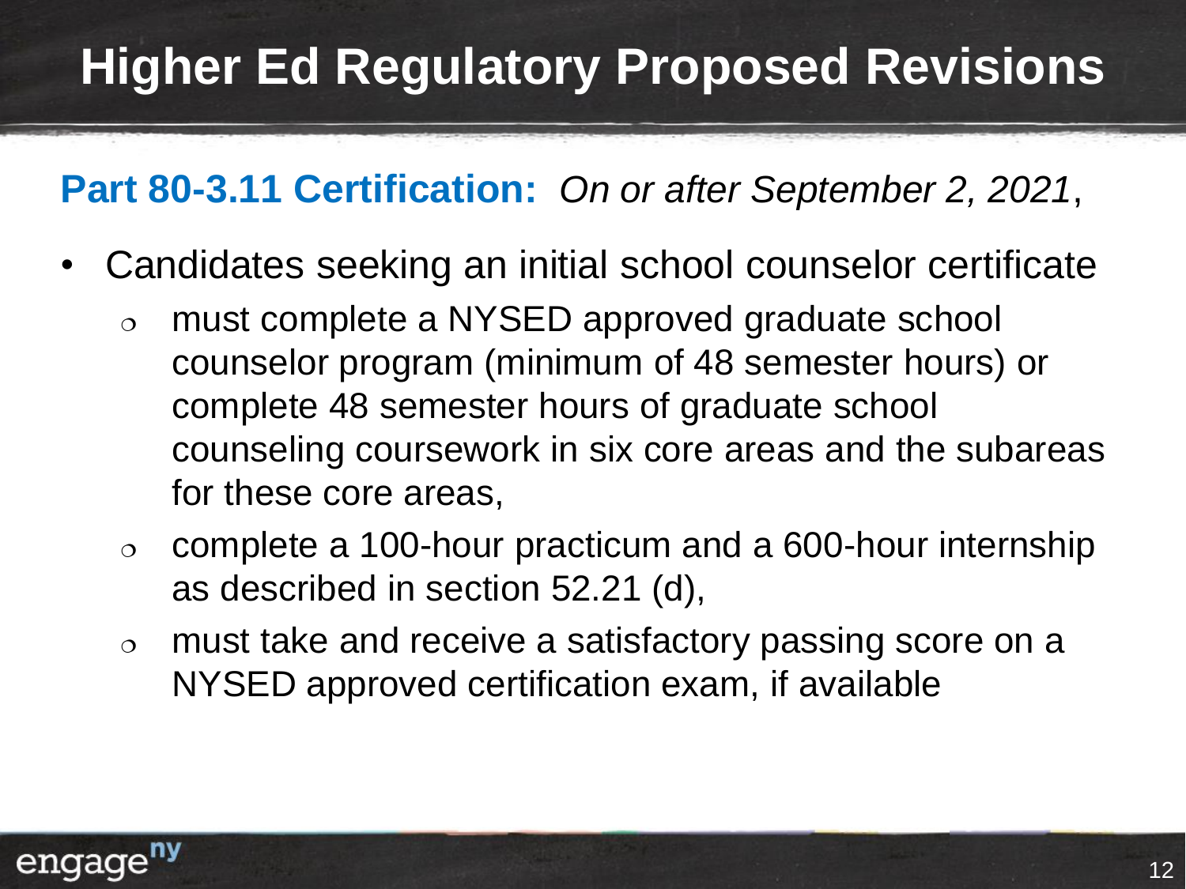# Higher Ed Regulatory Proposed Revisions

**Part 80-3.11 Certification:** *On or after September 2, 2021*,

- Candidates seeking an initial school counselor certificate
  - must complete a NYSED approved graduate school counselor program (minimum of 48 semester hours) or complete 48 semester hours of graduate school counseling coursework in six core areas and the subareas for these core areas,
  - complete a 100-hour practicum and a 600-hour internship as described in section 52.21 (d),
  - must take and receive a satisfactory passing score on a NYSED approved certification exam, if available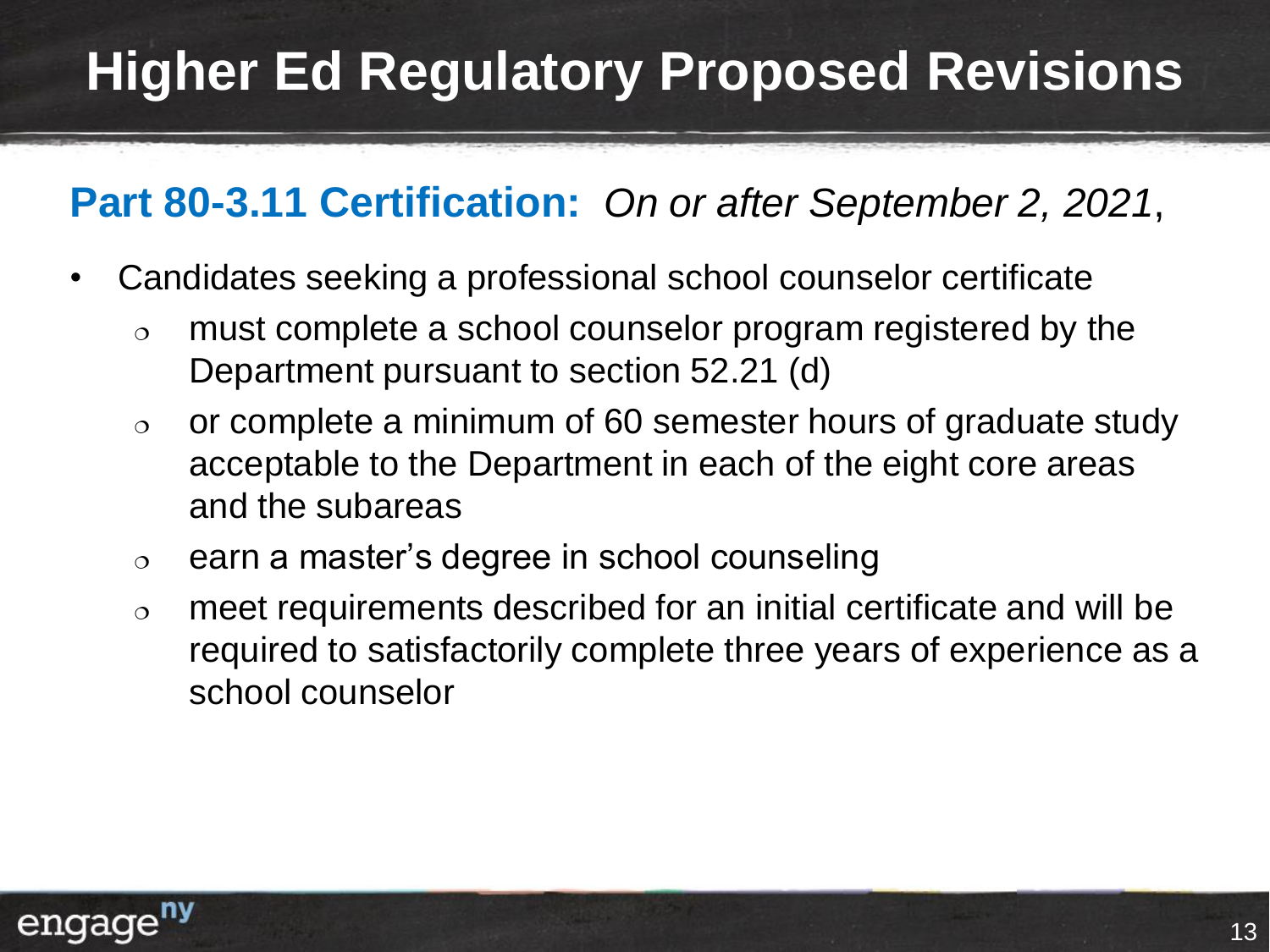# Higher Ed Regulatory Proposed Revisions

**Part 80-3.11 Certification:** *On or after September 2, 2021*,

- Candidates seeking a professional school counselor certificate
  - must complete a school counselor program registered by the Department pursuant to section 52.21 (d)
  - or complete a minimum of 60 semester hours of graduate study acceptable to the Department in each of the eight core areas and the subareas
  - earn a master's degree in school counseling
  - meet requirements described for an initial certificate and will be required to satisfactorily complete three years of experience as a school counselor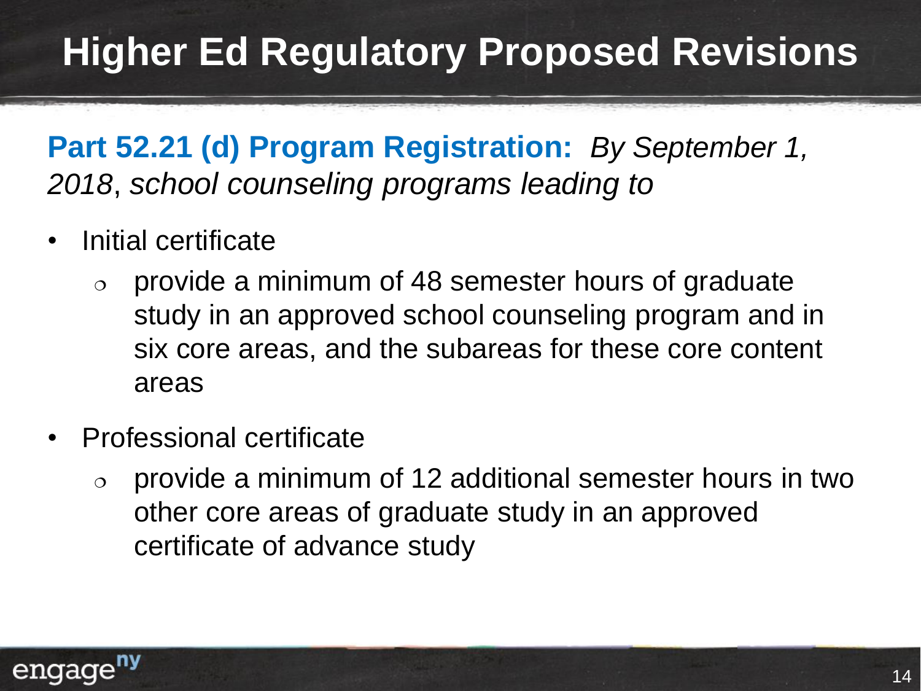# Higher Ed Regulatory Proposed Revisions

**Part 52.21 (d) Program Registration:** *By September 1, 2018*, *school counseling programs leading to*

- Initial certificate
  - provide a minimum of 48 semester hours of graduate study in an approved school counseling program and in six core areas, and the subareas for these core content areas
- Professional certificate
  - provide a minimum of 12 additional semester hours in two other core areas of graduate study in an approved certificate of advance study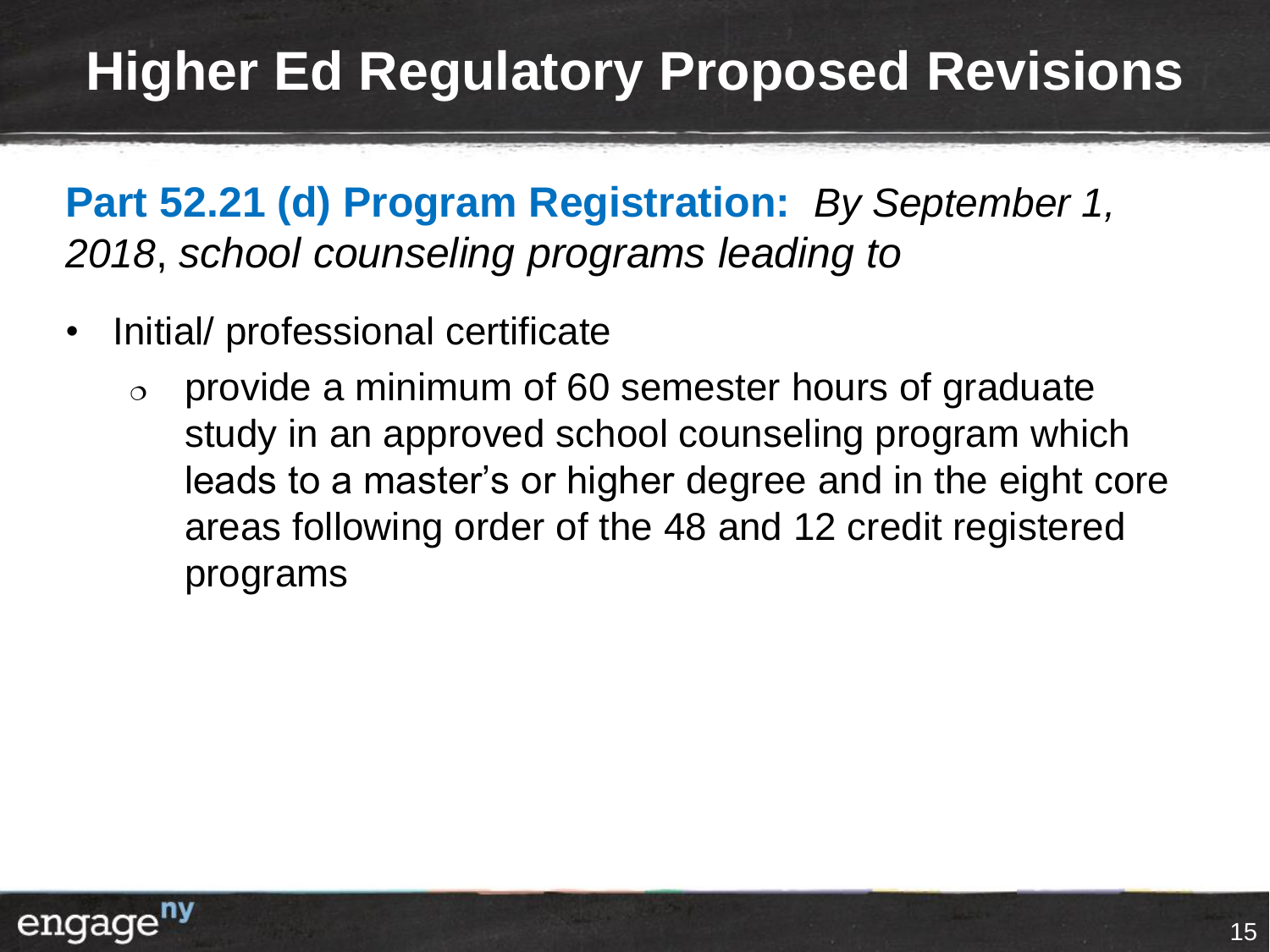# Higher Ed Regulatory Proposed Revisions

**Part 52.21 (d) Program Registration:** *By September 1, 2018*, *school counseling programs leading to*

- Initial/ professional certificate
  - provide a minimum of 60 semester hours of graduate study in an approved school counseling program which leads to a master's or higher degree and in the eight core areas following order of the 48 and 12 credit registered programs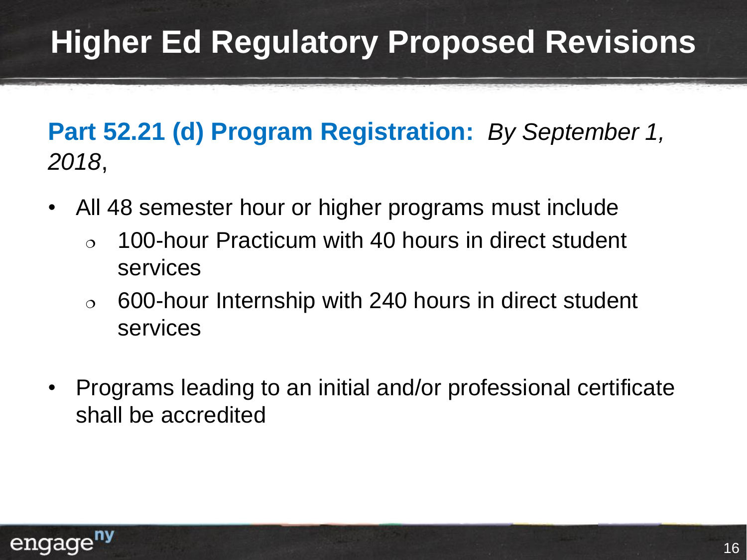# Higher Ed Regulatory Proposed Revisions

**Part 52.21 (d) Program Registration:** *By September 1, 2018*,

- All 48 semester hour or higher programs must include
  - 100-hour Practicum with 40 hours in direct student services
  - 600-hour Internship with 240 hours in direct student services
- Programs leading to an initial and/or professional certificate shall be accredited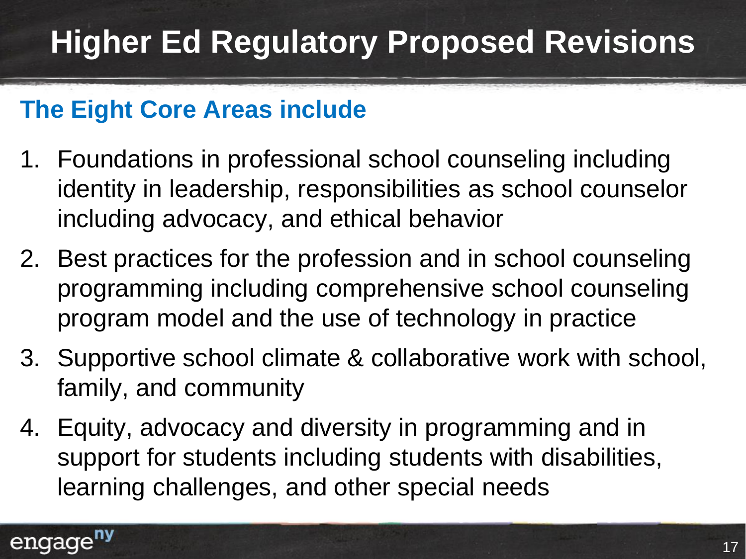# Higher Ed Regulatory Proposed Revisions

## The Eight Core Areas include

1. Foundations in professional school counseling including identity in leadership, responsibilities as school counselor including advocacy, and ethical behavior
2. Best practices for the profession and in school counseling programming including comprehensive school counseling program model and the use of technology in practice
3. Supportive school climate & collaborative work with school, family, and community
4. Equity, advocacy and diversity in programming and in support for students including students with disabilities, learning challenges, and other special needs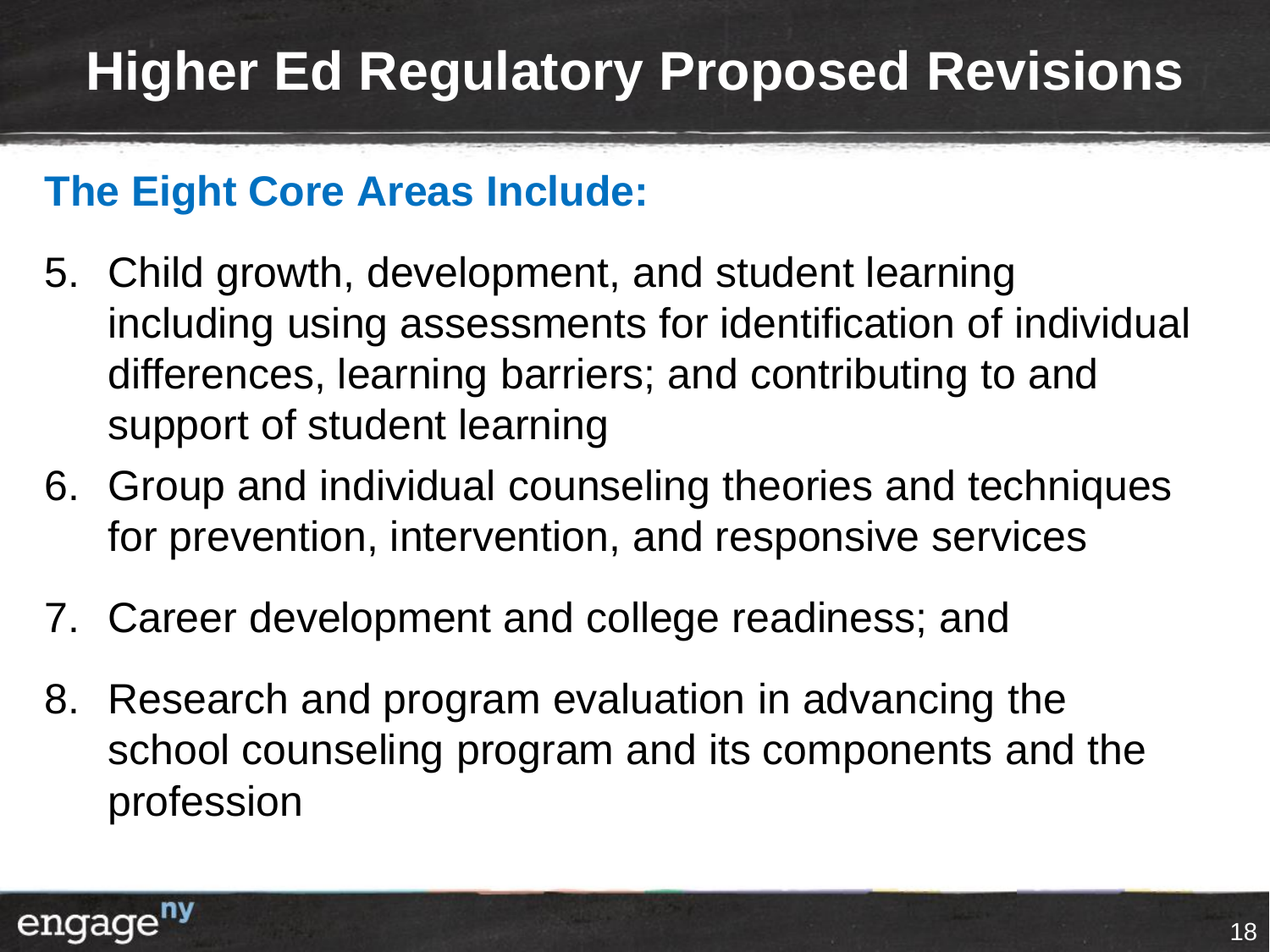# Higher Ed Regulatory Proposed Revisions

## The Eight Core Areas Include:

5. Child growth, development, and student learning including using assessments for identification of individual differences, learning barriers; and contributing to and support of student learning
6. Group and individual counseling theories and techniques for prevention, intervention, and responsive services
7. Career development and college readiness; and
8. Research and program evaluation in advancing the school counseling program and its components and the profession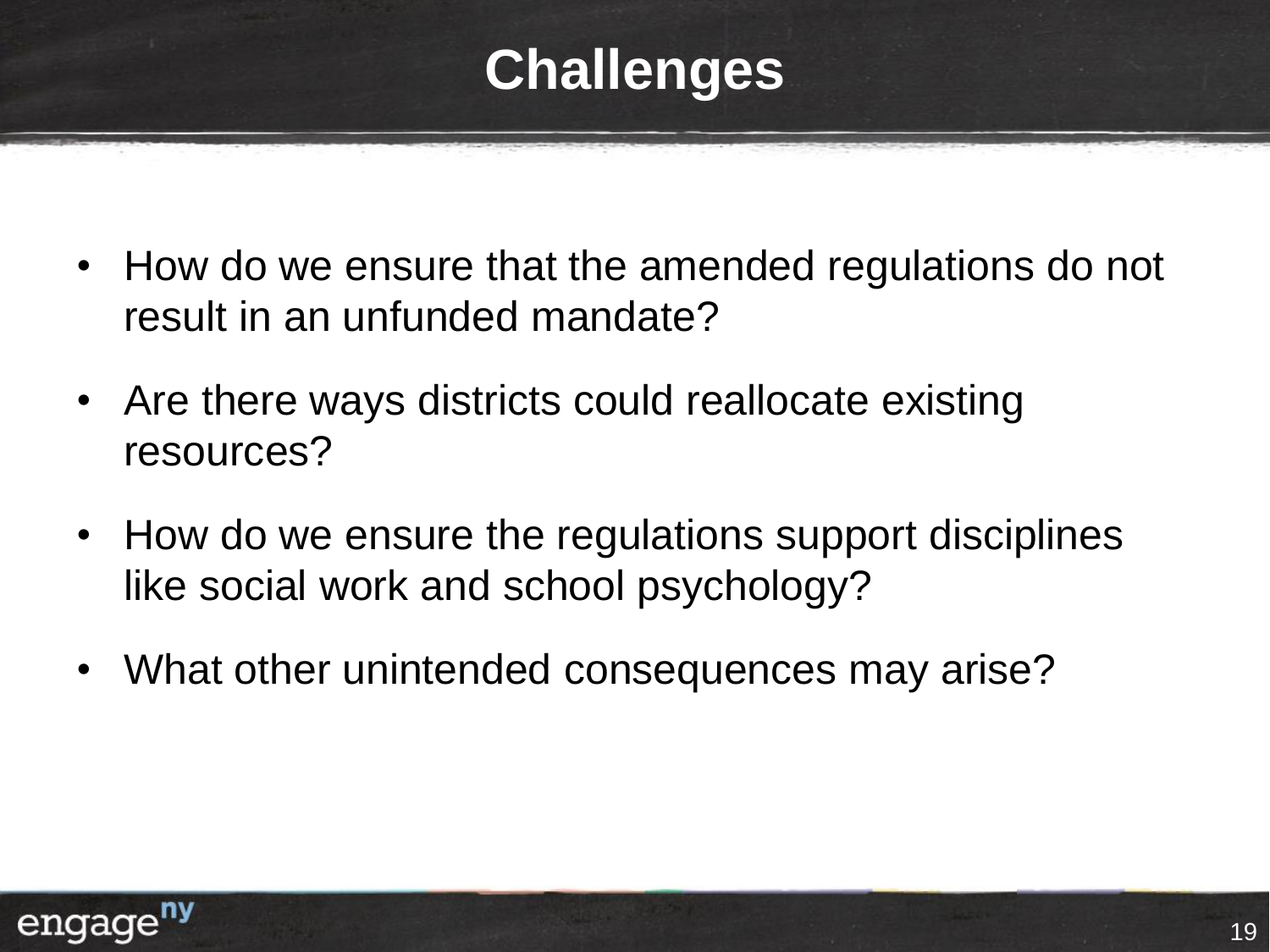# Challenges

- How do we ensure that the amended regulations do not result in an unfunded mandate?
- Are there ways districts could reallocate existing resources?
- How do we ensure the regulations support disciplines like social work and school psychology?
- What other unintended consequences may arise?